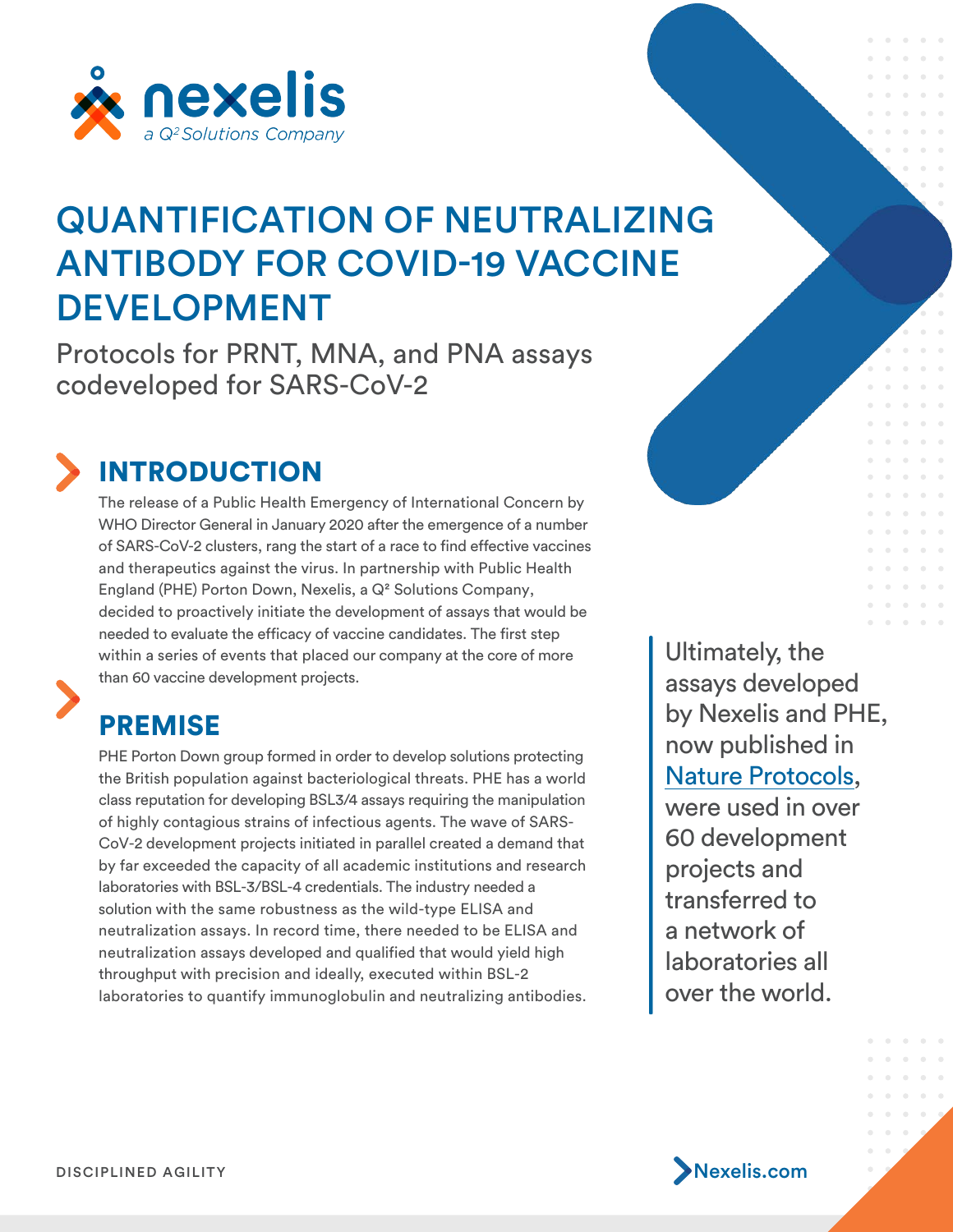# QUANTIFICATION OF NEUTRALIZING ANTIBODY FOR COVID-19 VACCINE DEVELOPMENT

Protocols for PRNT, MNA, and PNA assays codeveloped for SARS-CoV-2

## INTRODUCTION

The release of a Public Health Emergency of International Concern by WHO Director General in January 2020 after the emergence of a number of SARS-CoV-2 clusters, rang the start of a race to find effective vaccines and therapeutics against the virus. In partnership with Public Health England (PHE) Porton Down, Nexelis, a Q² Solutions Company, decided to proactively initiate the development of assays that would be needed to evaluate the efficacy of vaccine candidates. The first step within a series of events that placed our company at the core of more than 60 vaccine development projects.

## PREMISE

PHE Porton Down group formed in order to develop solutions protecting the British population against bacteriological threats. PHE has a world class reputation for developing BSL3/4 assays requiring the manipulation of highly contagious strains of infectious agents. The wave of SARS-CoV-2 development projects initiated in parallel created a demand that by far exceeded the capacity of all academic institutions and research laboratories with BSL-3/BSL-4 credentials. The industry needed a solution with the same robustness as the wild-type ELISA and neutralization assays. In record time, there needed to be ELISA and neutralization assays developed and qualified that would yield high throughput with precision and ideally, executed within BSL-2 laboratories to quantify immunoglobulin and neutralizing antibodies.

> Ultimately, the assays developed by Nexelis and PHE, now published in Nature Protocols, were used in over 60 development projects and transferred to a network of laboratories all over the world.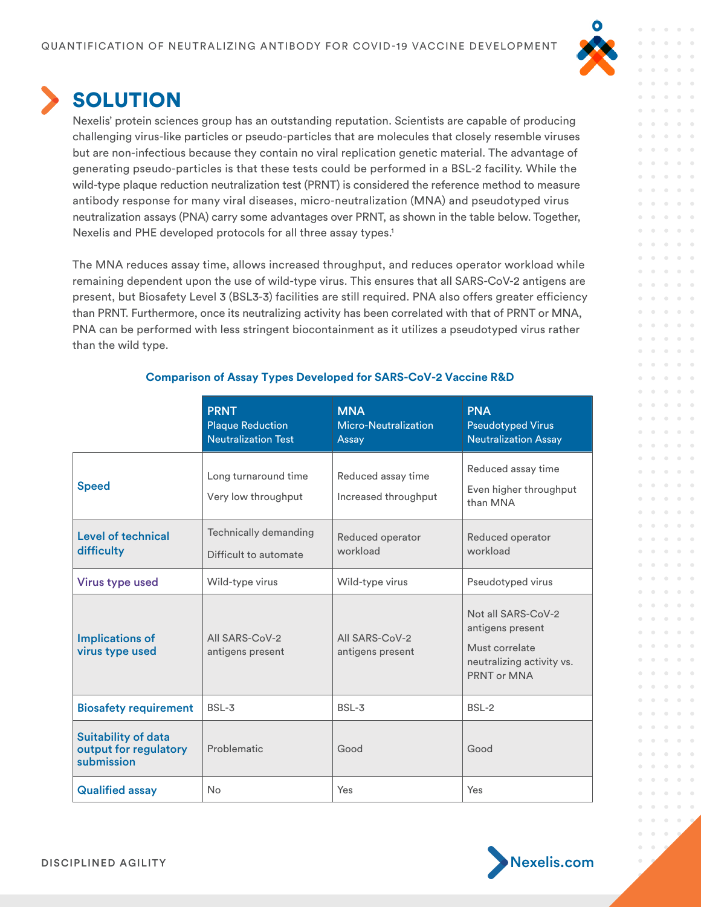## SOLUTION

Nexelis' protein sciences group has an outstanding reputation. Scientists are capable of producing challenging virus-like particles or pseudo-particles that are molecules that closely resemble viruses but are non-infectious because they contain no viral replication genetic material. The advantage of generating pseudo-particles is that these tests could be performed in a BSL-2 facility. While the wild-type plaque reduction neutralization test (PRNT) is considered the reference method to measure antibody response for many viral diseases, micro-neutralization (MNA) and pseudotyped virus neutralization assays (PNA) carry some advantages over PRNT, as shown in the table below. Together, Nexelis and PHE developed protocols for all three assay types.[1]

The MNA reduces assay time, allows increased throughput, and reduces operator workload while remaining dependent upon the use of wild-type virus. This ensures that all SARS-CoV-2 antigens are present, but Biosafety Level 3 (BSL3-3) facilities are still required. PNA also offers greater efficiency than PRNT. Furthermore, once its neutralizing activity has been correlated with that of PRNT or MNA, PNA can be performed with less stringent biocontainment as it utilizes a pseudotyped virus rather than the wild type.

**Comparison of Assay Types Developed for SARS-CoV-2 Vaccine R&D**

| | **PRNT** Plaque Reduction Neutralization Test | **MNA** Micro-Neutralization Assay | **PNA** Pseudotyped Virus Neutralization Assay |
|---|---|---|---|
| **Speed** | Long turnaround time<br>Very low throughput | Reduced assay time<br>Increased throughput | Reduced assay time<br>Even higher throughput than MNA |
| **Level of technical difficulty** | Technically demanding<br>Difficult to automate | Reduced operator workload | Reduced operator workload |
| **Virus type used** | Wild-type virus | Wild-type virus | Pseudotyped virus |
| **Implications of virus type used** | All SARS-CoV-2 antigens present | All SARS-CoV-2 antigens present | Not all SARS-CoV-2 antigens present<br>Must correlate neutralizing activity vs. PRNT or MNA |
| **Biosafety requirement** | BSL-3 | BSL-3 | BSL-2 |
| **Suitability of data output for regulatory submission** | Problematic | Good | Good |
| **Qualified assay** | No | Yes | Yes |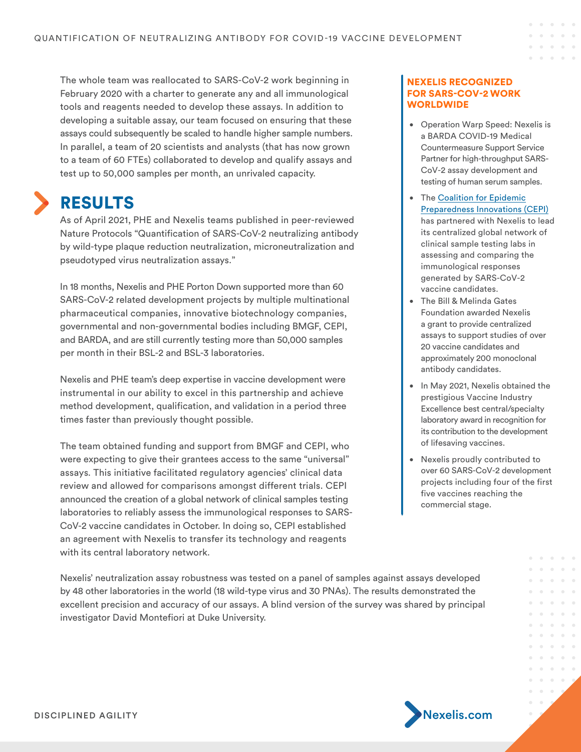The whole team was reallocated to SARS-CoV-2 work beginning in February 2020 with a charter to generate any and all immunological tools and reagents needed to develop these assays. In addition to developing a suitable assay, our team focused on ensuring that these assays could subsequently be scaled to handle higher sample numbers. In parallel, a team of 20 scientists and analysts (that has now grown to a team of 60 FTEs) collaborated to develop and qualify assays and test up to 50,000 samples per month, an unrivaled capacity.

## RESULTS

As of April 2021, PHE and Nexelis teams published in peer-reviewed Nature Protocols "Quantification of SARS-CoV-2 neutralizing antibody by wild-type plaque reduction neutralization, microneutralization and pseudotyped virus neutralization assays."

In 18 months, Nexelis and PHE Porton Down supported more than 60 SARS-CoV-2 related development projects by multiple multinational pharmaceutical companies, innovative biotechnology companies, governmental and non-governmental bodies including BMGF, CEPI, and BARDA, and are still currently testing more than 50,000 samples per month in their BSL-2 and BSL-3 laboratories.

Nexelis and PHE team's deep expertise in vaccine development were instrumental in our ability to excel in this partnership and achieve method development, qualification, and validation in a period three times faster than previously thought possible.

The team obtained funding and support from BMGF and CEPI, who were expecting to give their grantees access to the same "universal" assays. This initiative facilitated regulatory agencies' clinical data review and allowed for comparisons amongst different trials. CEPI announced the creation of a global network of clinical samples testing laboratories to reliably assess the immunological responses to SARS-CoV-2 vaccine candidates in October. In doing so, CEPI established an agreement with Nexelis to transfer its technology and reagents with its central laboratory network.

### NEXELIS RECOGNIZED FOR SARS-COV-2 WORK WORLDWIDE

- Operation Warp Speed: Nexelis is a BARDA COVID-19 Medical Countermeasure Support Service Partner for high-throughput SARS-CoV-2 assay development and testing of human serum samples.
- The Coalition for Epidemic Preparedness Innovations (CEPI) has partnered with Nexelis to lead its centralized global network of clinical sample testing labs in assessing and comparing the immunological responses generated by SARS-CoV-2 vaccine candidates.
- The Bill & Melinda Gates Foundation awarded Nexelis a grant to provide centralized assays to support studies of over 20 vaccine candidates and approximately 200 monoclonal antibody candidates.
- In May 2021, Nexelis obtained the prestigious Vaccine Industry Excellence best central/specialty laboratory award in recognition for its contribution to the development of lifesaving vaccines.
- Nexelis proudly contributed to over 60 SARS-CoV-2 development projects including four of the first five vaccines reaching the commercial stage.

Nexelis' neutralization assay robustness was tested on a panel of samples against assays developed by 48 other laboratories in the world (18 wild-type virus and 30 PNAs). The results demonstrated the excellent precision and accuracy of our assays. A blind version of the survey was shared by principal investigator David Montefiori at Duke University.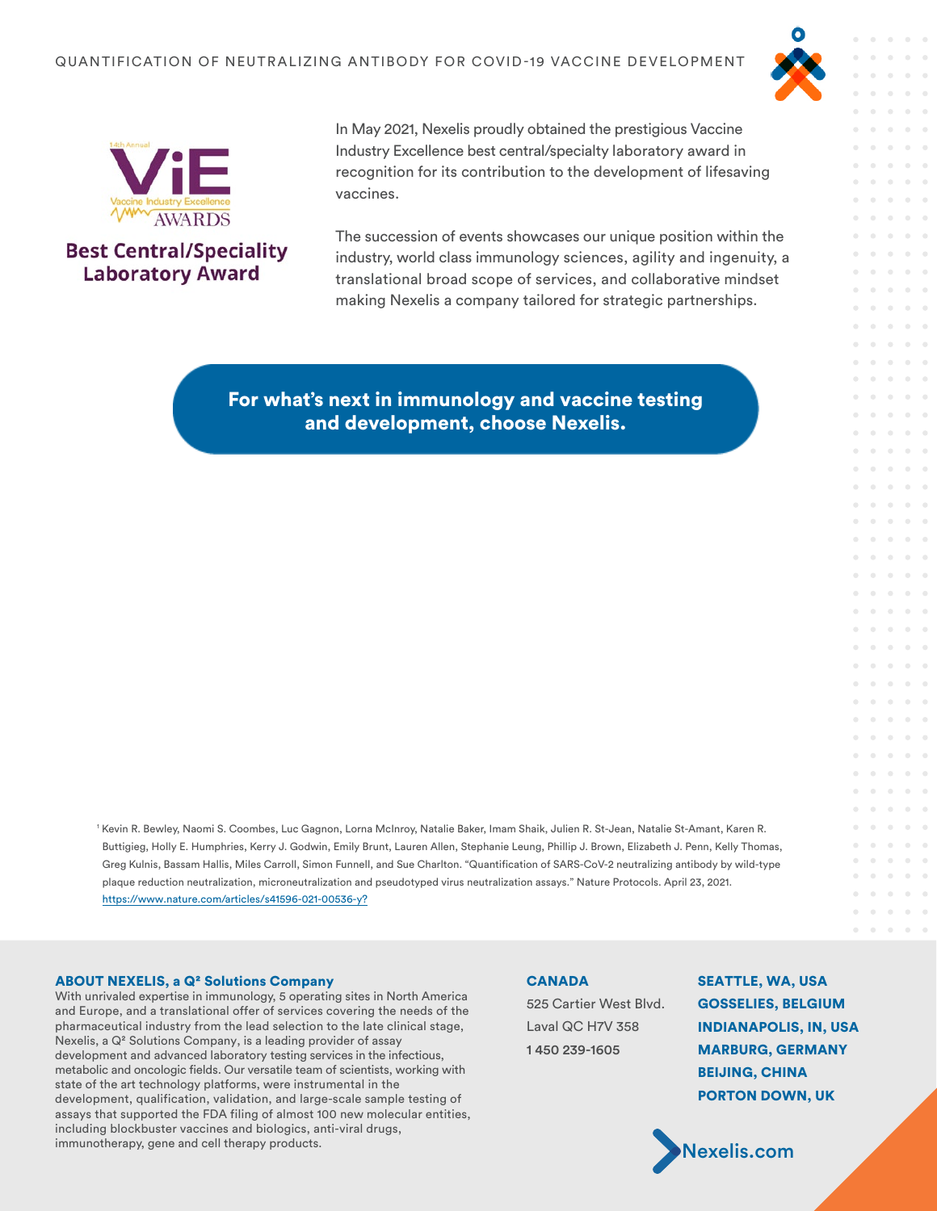14th Annual ViE Vaccine Industry Excellence AWARDS

**Best Central/Speciality Laboratory Award**

In May 2021, Nexelis proudly obtained the prestigious Vaccine Industry Excellence best central/specialty laboratory award in recognition for its contribution to the development of lifesaving vaccines.

The succession of events showcases our unique position within the industry, world class immunology sciences, agility and ingenuity, a translational broad scope of services, and collaborative mindset making Nexelis a company tailored for strategic partnerships.

**For what's next in immunology and vaccine testing and development, choose Nexelis.**

[1] Kevin R. Bewley, Naomi S. Coombes, Luc Gagnon, Lorna McInroy, Natalie Baker, Imam Shaik, Julien R. St-Jean, Natalie St-Amant, Karen R. Buttigieg, Holly E. Humphries, Kerry J. Godwin, Emily Brunt, Lauren Allen, Stephanie Leung, Phillip J. Brown, Elizabeth J. Penn, Kelly Thomas, Greg Kulnis, Bassam Hallis, Miles Carroll, Simon Funnell, and Sue Charlton. "Quantification of SARS-CoV-2 neutralizing antibody by wild-type plaque reduction neutralization, microneutralization and pseudotyped virus neutralization assays." Nature Protocols. April 23, 2021. https://www.nature.com/articles/s41596-021-00536-y?

### ABOUT NEXELIS, a Q² Solutions Company

With unrivaled expertise in immunology, 5 operating sites in North America and Europe, and a translational offer of services covering the needs of the pharmaceutical industry from the lead selection to the late clinical stage, Nexelis, a Q² Solutions Company, is a leading provider of assay development and advanced laboratory testing services in the infectious, metabolic and oncologic fields. Our versatile team of scientists, working with state of the art technology platforms, were instrumental in the development, qualification, validation, and large-scale sample testing of assays that supported the FDA filing of almost 100 new molecular entities, including blockbuster vaccines and biologics, anti-viral drugs, immunotherapy, gene and cell therapy products.

**CANADA**
525 Cartier West Blvd.
Laval QC H7V 358
**1 450 239-1605**

**SEATTLE, WA, USA**
**GOSSELIES, BELGIUM**
**INDIANAPOLIS, IN, USA**
**MARBURG, GERMANY**
**BEIJING, CHINA**
**PORTON DOWN, UK**

Nexelis.com